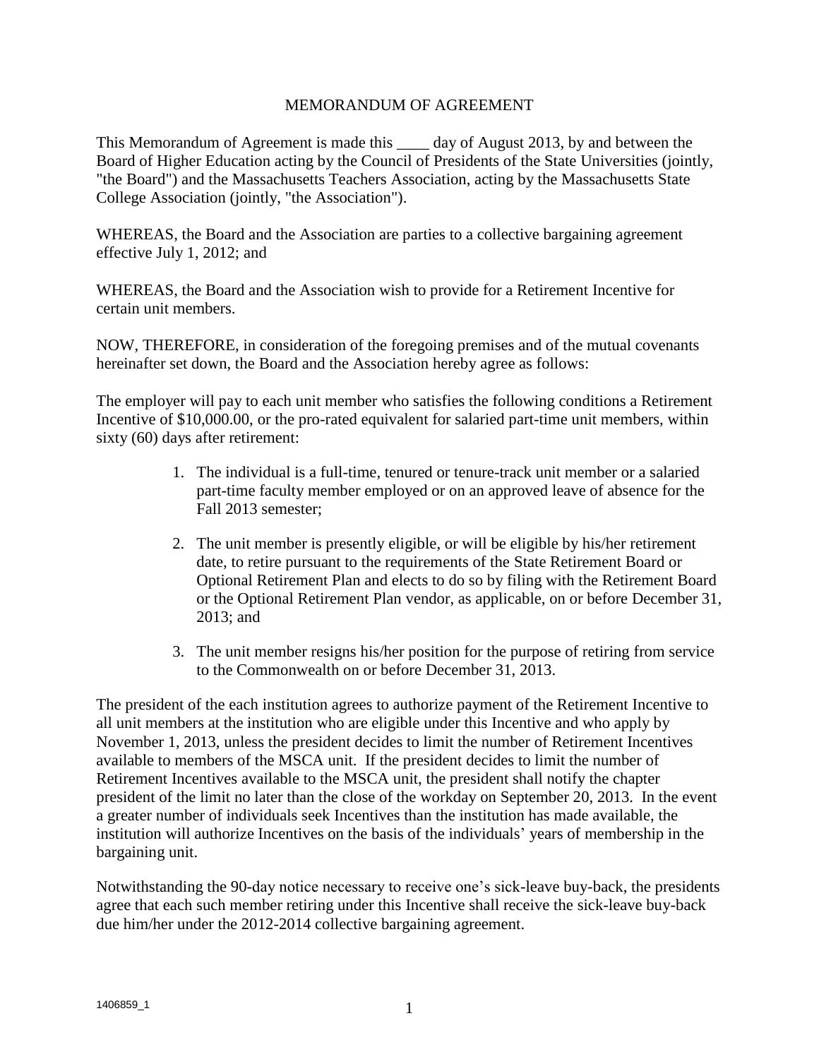# MEMORANDUM OF AGREEMENT

This Memorandum of Agreement is made this ____ day of August 2013, by and between the Board of Higher Education acting by the Council of Presidents of the State Universities (jointly, "the Board") and the Massachusetts Teachers Association, acting by the Massachusetts State College Association (jointly, "the Association").

WHEREAS, the Board and the Association are parties to a collective bargaining agreement effective July 1, 2012; and

WHEREAS, the Board and the Association wish to provide for a Retirement Incentive for certain unit members.

NOW, THEREFORE, in consideration of the foregoing premises and of the mutual covenants hereinafter set down, the Board and the Association hereby agree as follows:

The employer will pay to each unit member who satisfies the following conditions a Retirement Incentive of $10,000.00, or the pro-rated equivalent for salaried part-time unit members, within sixty (60) days after retirement:

1. The individual is a full-time, tenured or tenure-track unit member or a salaried part-time faculty member employed or on an approved leave of absence for the Fall 2013 semester;

2. The unit member is presently eligible, or will be eligible by his/her retirement date, to retire pursuant to the requirements of the State Retirement Board or Optional Retirement Plan and elects to do so by filing with the Retirement Board or the Optional Retirement Plan vendor, as applicable, on or before December 31, 2013; and

3. The unit member resigns his/her position for the purpose of retiring from service to the Commonwealth on or before December 31, 2013.

The president of the each institution agrees to authorize payment of the Retirement Incentive to all unit members at the institution who are eligible under this Incentive and who apply by November 1, 2013, unless the president decides to limit the number of Retirement Incentives available to members of the MSCA unit. If the president decides to limit the number of Retirement Incentives available to the MSCA unit, the president shall notify the chapter president of the limit no later than the close of the workday on September 20, 2013. In the event a greater number of individuals seek Incentives than the institution has made available, the institution will authorize Incentives on the basis of the individuals' years of membership in the bargaining unit.

Notwithstanding the 90-day notice necessary to receive one's sick-leave buy-back, the presidents agree that each such member retiring under this Incentive shall receive the sick-leave buy-back due him/her under the 2012-2014 collective bargaining agreement.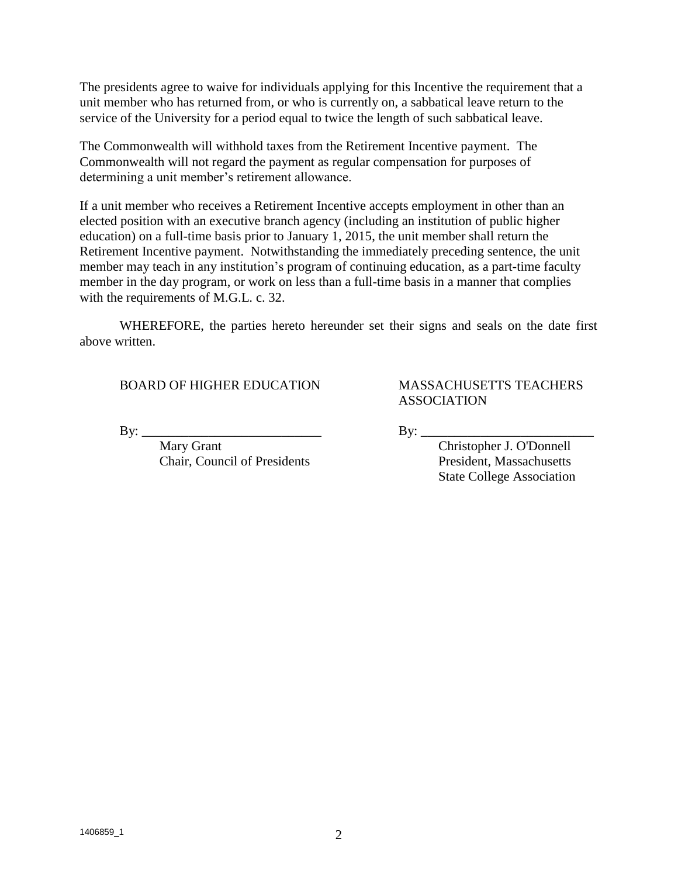The presidents agree to waive for individuals applying for this Incentive the requirement that a unit member who has returned from, or who is currently on, a sabbatical leave return to the service of the University for a period equal to twice the length of such sabbatical leave.

The Commonwealth will withhold taxes from the Retirement Incentive payment. The Commonwealth will not regard the payment as regular compensation for purposes of determining a unit member's retirement allowance.

If a unit member who receives a Retirement Incentive accepts employment in other than an elected position with an executive branch agency (including an institution of public higher education) on a full-time basis prior to January 1, 2015, the unit member shall return the Retirement Incentive payment. Notwithstanding the immediately preceding sentence, the unit member may teach in any institution's program of continuing education, as a part-time faculty member in the day program, or work on less than a full-time basis in a manner that complies with the requirements of M.G.L. c. 32.

WHEREFORE, the parties hereto hereunder set their signs and seals on the date first above written.

BOARD OF HIGHER EDUCATION

By: ___________________________

Mary Grant
Chair, Council of Presidents

MASSACHUSETTS TEACHERS ASSOCIATION

By: ___________________________

Christopher J. O'Donnell
President, Massachusetts State College Association

1406859_1